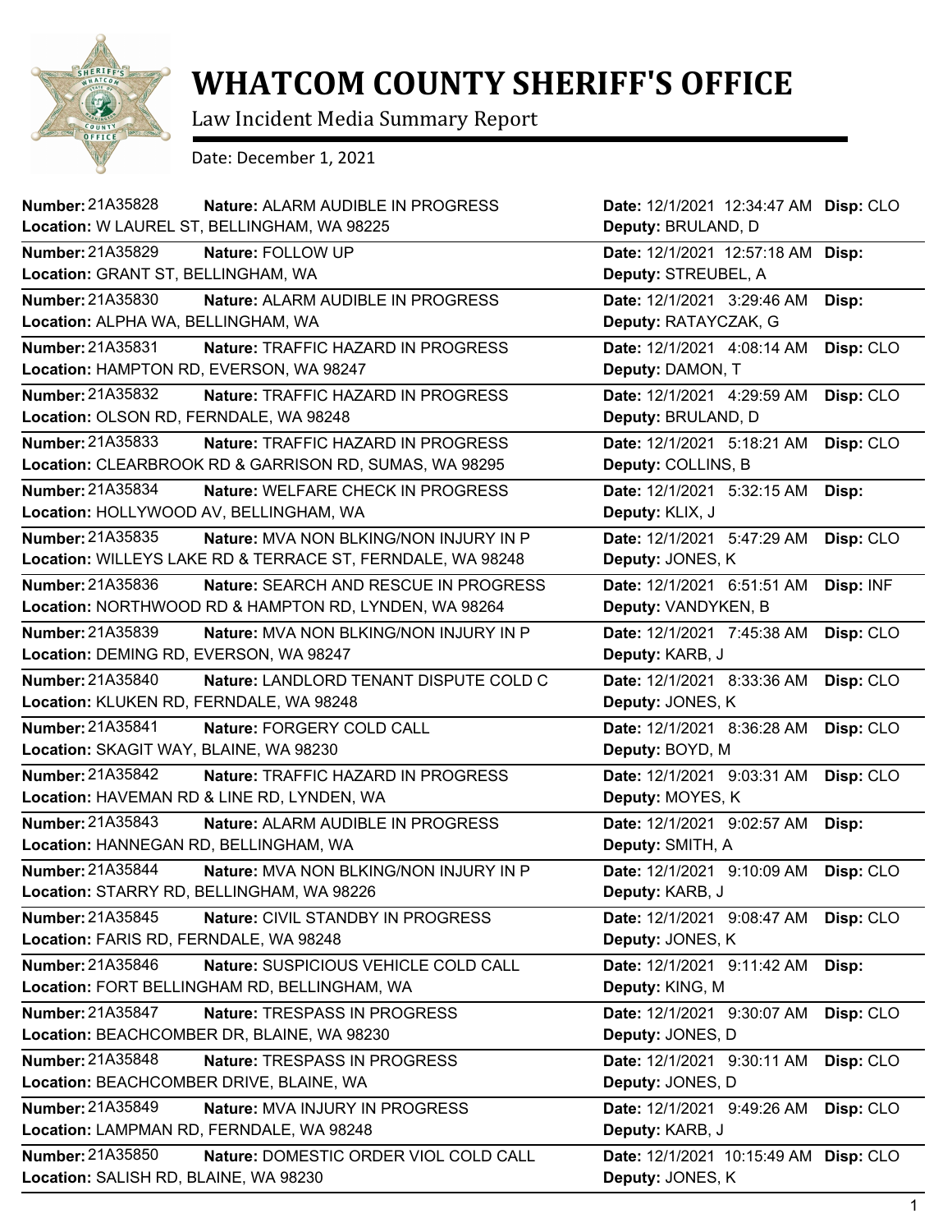# WHATCOM COUNTY SHERIFF'S OFFICE

Law Incident Media Summary Report

Date: December 1, 2021

| Number | Nature | Location | Date | Deputy | Disp |
|---|---|---|---|---|---|
| 21A35828 | ALARM AUDIBLE IN PROGRESS | W LAUREL ST, BELLINGHAM, WA 98225 | 12/1/2021 12:34:47 AM | BRULAND, D | CLO |
| 21A35829 | FOLLOW UP | GRANT ST, BELLINGHAM, WA | 12/1/2021 12:57:18 AM | STREUBEL, A | |
| 21A35830 | ALARM AUDIBLE IN PROGRESS | ALPHA WA, BELLINGHAM, WA | 12/1/2021 3:29:46 AM | RATAYCZAK, G | |
| 21A35831 | TRAFFIC HAZARD IN PROGRESS | HAMPTON RD, EVERSON, WA 98247 | 12/1/2021 4:08:14 AM | DAMON, T | CLO |
| 21A35832 | TRAFFIC HAZARD IN PROGRESS | OLSON RD, FERNDALE, WA 98248 | 12/1/2021 4:29:59 AM | BRULAND, D | CLO |
| 21A35833 | TRAFFIC HAZARD IN PROGRESS | CLEARBROOK RD & GARRISON RD, SUMAS, WA 98295 | 12/1/2021 5:18:21 AM | COLLINS, B | CLO |
| 21A35834 | WELFARE CHECK IN PROGRESS | HOLLYWOOD AV, BELLINGHAM, WA | 12/1/2021 5:32:15 AM | KLIX, J | |
| 21A35835 | MVA NON BLKING/NON INJURY IN P | WILLEYS LAKE RD & TERRACE ST, FERNDALE, WA 98248 | 12/1/2021 5:47:29 AM | JONES, K | CLO |
| 21A35836 | SEARCH AND RESCUE IN PROGRESS | NORTHWOOD RD & HAMPTON RD, LYNDEN, WA 98264 | 12/1/2021 6:51:51 AM | VANDYKEN, B | INF |
| 21A35839 | MVA NON BLKING/NON INJURY IN P | DEMING RD, EVERSON, WA 98247 | 12/1/2021 7:45:38 AM | KARB, J | CLO |
| 21A35840 | LANDLORD TENANT DISPUTE COLD C | KLUKEN RD, FERNDALE, WA 98248 | 12/1/2021 8:33:36 AM | JONES, K | CLO |
| 21A35841 | FORGERY COLD CALL | SKAGIT WAY, BLAINE, WA 98230 | 12/1/2021 8:36:28 AM | BOYD, M | CLO |
| 21A35842 | TRAFFIC HAZARD IN PROGRESS | HAVEMAN RD & LINE RD, LYNDEN, WA | 12/1/2021 9:03:31 AM | MOYES, K | CLO |
| 21A35843 | ALARM AUDIBLE IN PROGRESS | HANNEGAN RD, BELLINGHAM, WA | 12/1/2021 9:02:57 AM | SMITH, A | |
| 21A35844 | MVA NON BLKING/NON INJURY IN P | STARRY RD, BELLINGHAM, WA 98226 | 12/1/2021 9:10:09 AM | KARB, J | CLO |
| 21A35845 | CIVIL STANDBY IN PROGRESS | FARIS RD, FERNDALE, WA 98248 | 12/1/2021 9:08:47 AM | JONES, K | CLO |
| 21A35846 | SUSPICIOUS VEHICLE COLD CALL | FORT BELLINGHAM RD, BELLINGHAM, WA | 12/1/2021 9:11:42 AM | KING, M | |
| 21A35847 | TRESPASS IN PROGRESS | BEACHCOMBER DR, BLAINE, WA 98230 | 12/1/2021 9:30:07 AM | JONES, D | CLO |
| 21A35848 | TRESPASS IN PROGRESS | BEACHCOMBER DRIVE, BLAINE, WA | 12/1/2021 9:30:11 AM | JONES, D | CLO |
| 21A35849 | MVA INJURY IN PROGRESS | LAMPMAN RD, FERNDALE, WA 98248 | 12/1/2021 9:49:26 AM | KARB, J | CLO |
| 21A35850 | DOMESTIC ORDER VIOL COLD CALL | SALISH RD, BLAINE, WA 98230 | 12/1/2021 10:15:49 AM | JONES, K | CLO |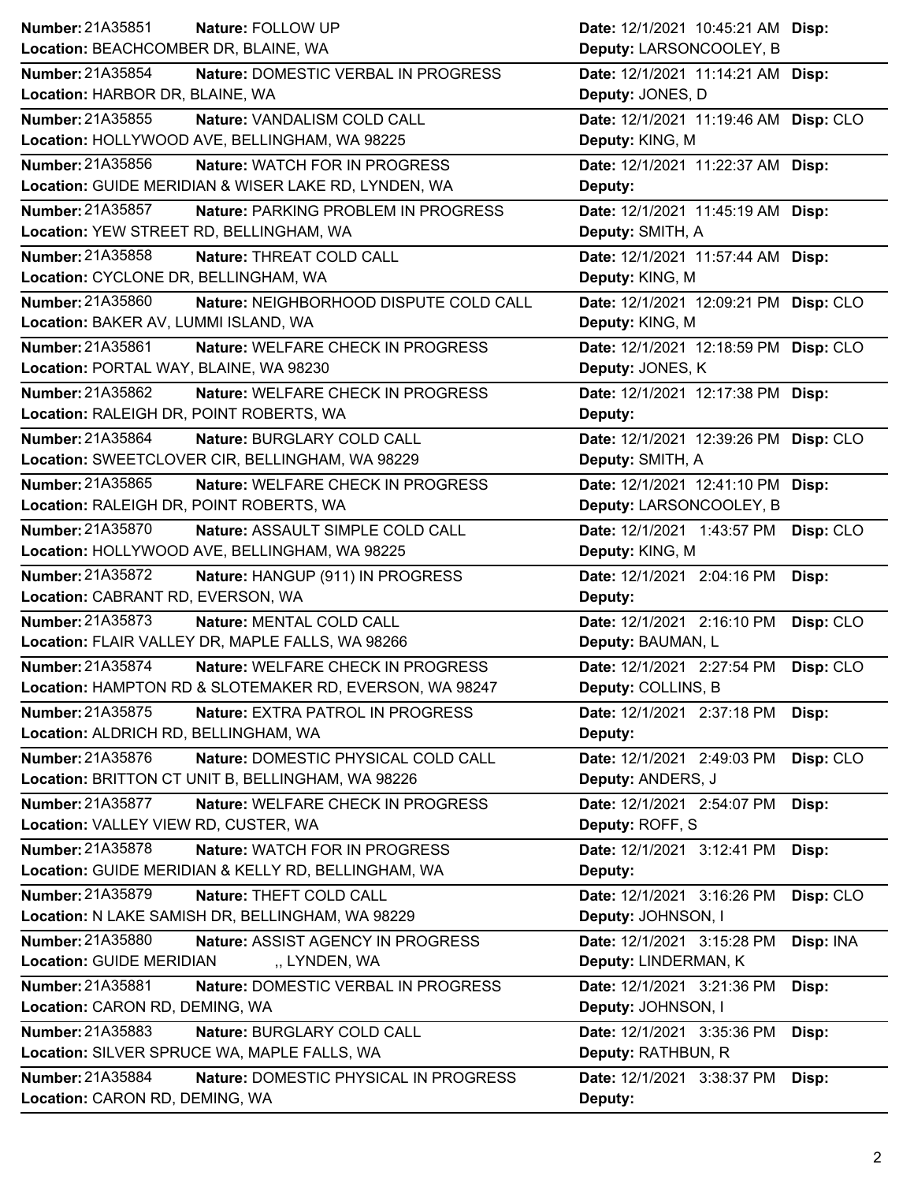| Number | Nature | Location | Date | Deputy | Disp |
|---|---|---|---|---|---|
| 21A35851 | FOLLOW UP | BEACHCOMBER DR, BLAINE, WA | 12/1/2021 10:45:21 AM | LARSONCOOLEY, B | |
| 21A35854 | DOMESTIC VERBAL IN PROGRESS | HARBOR DR, BLAINE, WA | 12/1/2021 11:14:21 AM | JONES, D | |
| 21A35855 | VANDALISM COLD CALL | HOLLYWOOD AVE, BELLINGHAM, WA 98225 | 12/1/2021 11:19:46 AM | KING, M | CLO |
| 21A35856 | WATCH FOR IN PROGRESS | GUIDE MERIDIAN & WISER LAKE RD, LYNDEN, WA | 12/1/2021 11:22:37 AM | | |
| 21A35857 | PARKING PROBLEM IN PROGRESS | YEW STREET RD, BELLINGHAM, WA | 12/1/2021 11:45:19 AM | SMITH, A | |
| 21A35858 | THREAT COLD CALL | CYCLONE DR, BELLINGHAM, WA | 12/1/2021 11:57:44 AM | KING, M | |
| 21A35860 | NEIGHBORHOOD DISPUTE COLD CALL | BAKER AV, LUMMI ISLAND, WA | 12/1/2021 12:09:21 PM | KING, M | CLO |
| 21A35861 | WELFARE CHECK IN PROGRESS | PORTAL WAY, BLAINE, WA 98230 | 12/1/2021 12:18:59 PM | JONES, K | CLO |
| 21A35862 | WELFARE CHECK IN PROGRESS | RALEIGH DR, POINT ROBERTS, WA | 12/1/2021 12:17:38 PM | | |
| 21A35864 | BURGLARY COLD CALL | SWEETCLOVER CIR, BELLINGHAM, WA 98229 | 12/1/2021 12:39:26 PM | SMITH, A | CLO |
| 21A35865 | WELFARE CHECK IN PROGRESS | RALEIGH DR, POINT ROBERTS, WA | 12/1/2021 12:41:10 PM | LARSONCOOLEY, B | |
| 21A35870 | ASSAULT SIMPLE COLD CALL | HOLLYWOOD AVE, BELLINGHAM, WA 98225 | 12/1/2021 1:43:57 PM | KING, M | CLO |
| 21A35872 | HANGUP (911) IN PROGRESS | CABRANT RD, EVERSON, WA | 12/1/2021 2:04:16 PM | | |
| 21A35873 | MENTAL COLD CALL | FLAIR VALLEY DR, MAPLE FALLS, WA 98266 | 12/1/2021 2:16:10 PM | BAUMAN, L | CLO |
| 21A35874 | WELFARE CHECK IN PROGRESS | HAMPTON RD & SLOTEMAKER RD, EVERSON, WA 98247 | 12/1/2021 2:27:54 PM | COLLINS, B | CLO |
| 21A35875 | EXTRA PATROL IN PROGRESS | ALDRICH RD, BELLINGHAM, WA | 12/1/2021 2:37:18 PM | | |
| 21A35876 | DOMESTIC PHYSICAL COLD CALL | BRITTON CT UNIT B, BELLINGHAM, WA 98226 | 12/1/2021 2:49:03 PM | ANDERS, J | CLO |
| 21A35877 | WELFARE CHECK IN PROGRESS | VALLEY VIEW RD, CUSTER, WA | 12/1/2021 2:54:07 PM | ROFF, S | |
| 21A35878 | WATCH FOR IN PROGRESS | GUIDE MERIDIAN & KELLY RD, BELLINGHAM, WA | 12/1/2021 3:12:41 PM | | |
| 21A35879 | THEFT COLD CALL | N LAKE SAMISH DR, BELLINGHAM, WA 98229 | 12/1/2021 3:16:26 PM | JOHNSON, I | CLO |
| 21A35880 | ASSIST AGENCY IN PROGRESS | GUIDE MERIDIAN ,, LYNDEN, WA | 12/1/2021 3:15:28 PM | LINDERMAN, K | INA |
| 21A35881 | DOMESTIC VERBAL IN PROGRESS | CARON RD, DEMING, WA | 12/1/2021 3:21:36 PM | JOHNSON, I | |
| 21A35883 | BURGLARY COLD CALL | SILVER SPRUCE WA, MAPLE FALLS, WA | 12/1/2021 3:35:36 PM | RATHBUN, R | |
| 21A35884 | DOMESTIC PHYSICAL IN PROGRESS | CARON RD, DEMING, WA | 12/1/2021 3:38:37 PM | | |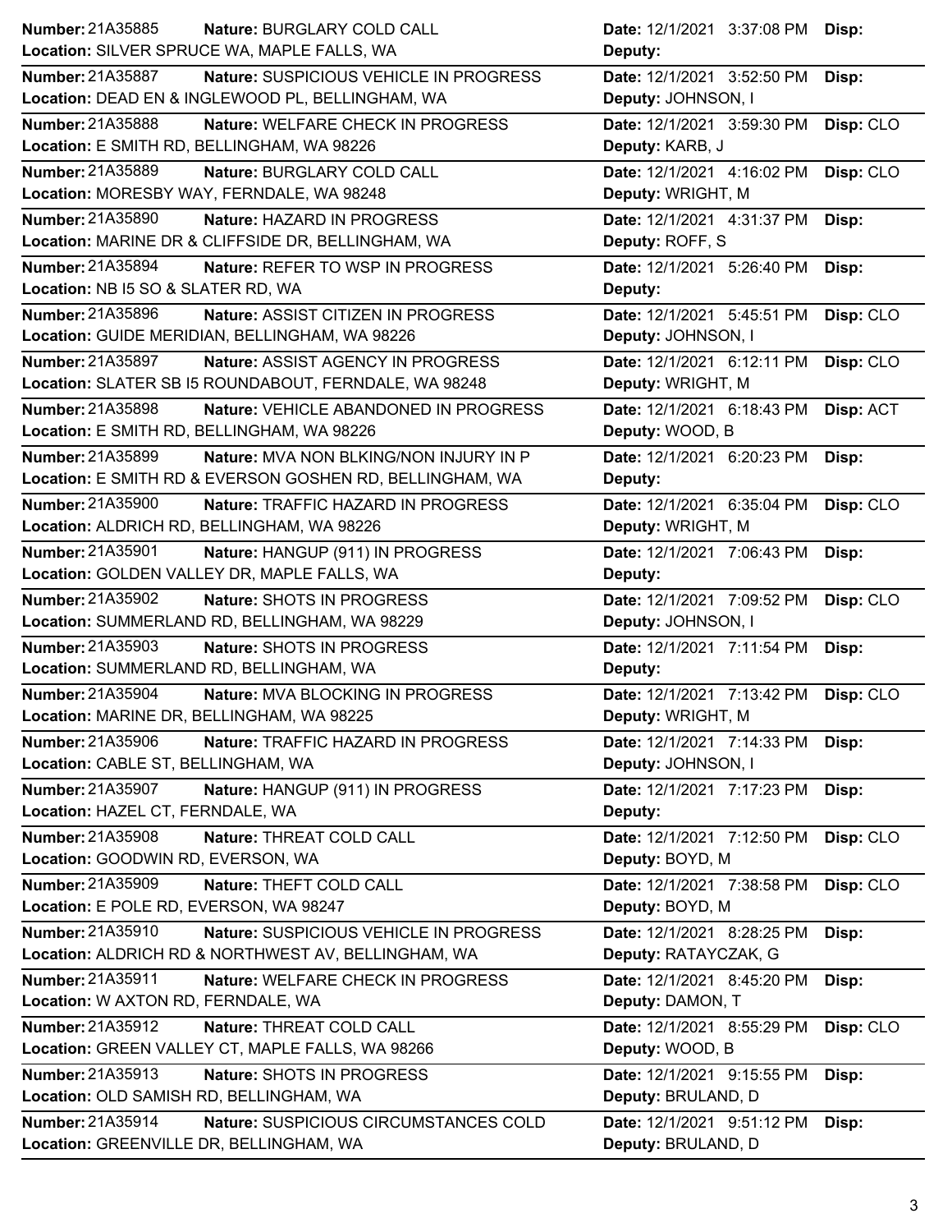| Number | Nature | Location | Date | Deputy | Disp |
|---|---|---|---|---|---|
| 21A35885 | BURGLARY COLD CALL | SILVER SPRUCE WA, MAPLE FALLS, WA | 12/1/2021 3:37:08 PM | | |
| 21A35887 | SUSPICIOUS VEHICLE IN PROGRESS | DEAD EN & INGLEWOOD PL, BELLINGHAM, WA | 12/1/2021 3:52:50 PM | JOHNSON, I | |
| 21A35888 | WELFARE CHECK IN PROGRESS | E SMITH RD, BELLINGHAM, WA 98226 | 12/1/2021 3:59:30 PM | KARB, J | CLO |
| 21A35889 | BURGLARY COLD CALL | MORESBY WAY, FERNDALE, WA 98248 | 12/1/2021 4:16:02 PM | WRIGHT, M | CLO |
| 21A35890 | HAZARD IN PROGRESS | MARINE DR & CLIFFSIDE DR, BELLINGHAM, WA | 12/1/2021 4:31:37 PM | ROFF, S | |
| 21A35894 | REFER TO WSP IN PROGRESS | NB I5 SO & SLATER RD, WA | 12/1/2021 5:26:40 PM | | |
| 21A35896 | ASSIST CITIZEN IN PROGRESS | GUIDE MERIDIAN, BELLINGHAM, WA 98226 | 12/1/2021 5:45:51 PM | JOHNSON, I | CLO |
| 21A35897 | ASSIST AGENCY IN PROGRESS | SLATER SB I5 ROUNDABOUT, FERNDALE, WA 98248 | 12/1/2021 6:12:11 PM | WRIGHT, M | CLO |
| 21A35898 | VEHICLE ABANDONED IN PROGRESS | E SMITH RD, BELLINGHAM, WA 98226 | 12/1/2021 6:18:43 PM | WOOD, B | ACT |
| 21A35899 | MVA NON BLKING/NON INJURY IN P | E SMITH RD & EVERSON GOSHEN RD, BELLINGHAM, WA | 12/1/2021 6:20:23 PM | | |
| 21A35900 | TRAFFIC HAZARD IN PROGRESS | ALDRICH RD, BELLINGHAM, WA 98226 | 12/1/2021 6:35:04 PM | WRIGHT, M | CLO |
| 21A35901 | HANGUP (911) IN PROGRESS | GOLDEN VALLEY DR, MAPLE FALLS, WA | 12/1/2021 7:06:43 PM | | |
| 21A35902 | SHOTS IN PROGRESS | SUMMERLAND RD, BELLINGHAM, WA 98229 | 12/1/2021 7:09:52 PM | JOHNSON, I | CLO |
| 21A35903 | SHOTS IN PROGRESS | SUMMERLAND RD, BELLINGHAM, WA | 12/1/2021 7:11:54 PM | | |
| 21A35904 | MVA BLOCKING IN PROGRESS | MARINE DR, BELLINGHAM, WA 98225 | 12/1/2021 7:13:42 PM | WRIGHT, M | CLO |
| 21A35906 | TRAFFIC HAZARD IN PROGRESS | CABLE ST, BELLINGHAM, WA | 12/1/2021 7:14:33 PM | JOHNSON, I | |
| 21A35907 | HANGUP (911) IN PROGRESS | HAZEL CT, FERNDALE, WA | 12/1/2021 7:17:23 PM | | |
| 21A35908 | THREAT COLD CALL | GOODWIN RD, EVERSON, WA | 12/1/2021 7:12:50 PM | BOYD, M | CLO |
| 21A35909 | THEFT COLD CALL | E POLE RD, EVERSON, WA 98247 | 12/1/2021 7:38:58 PM | BOYD, M | CLO |
| 21A35910 | SUSPICIOUS VEHICLE IN PROGRESS | ALDRICH RD & NORTHWEST AV, BELLINGHAM, WA | 12/1/2021 8:28:25 PM | RATAYCZAK, G | |
| 21A35911 | WELFARE CHECK IN PROGRESS | W AXTON RD, FERNDALE, WA | 12/1/2021 8:45:20 PM | DAMON, T | |
| 21A35912 | THREAT COLD CALL | GREEN VALLEY CT, MAPLE FALLS, WA 98266 | 12/1/2021 8:55:29 PM | WOOD, B | CLO |
| 21A35913 | SHOTS IN PROGRESS | OLD SAMISH RD, BELLINGHAM, WA | 12/1/2021 9:15:55 PM | BRULAND, D | |
| 21A35914 | SUSPICIOUS CIRCUMSTANCES COLD | GREENVILLE DR, BELLINGHAM, WA | 12/1/2021 9:51:12 PM | BRULAND, D | |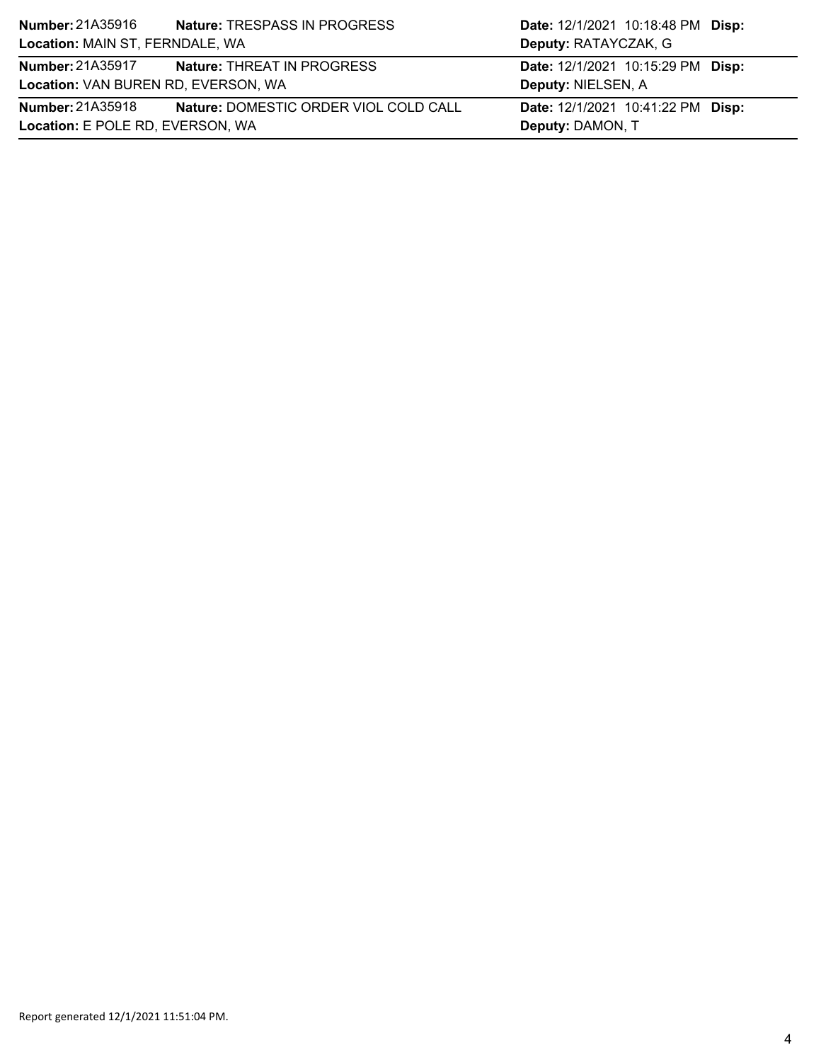**Number:** 21A35916 **Nature:** TRESPASS IN PROGRESS **Date:** 12/1/2021 10:18:48 PM **Disp:**
**Location:** MAIN ST, FERNDALE, WA **Deputy:** RATAYCZAK, G

**Number:** 21A35917 **Nature:** THREAT IN PROGRESS **Date:** 12/1/2021 10:15:29 PM **Disp:**
**Location:** VAN BUREN RD, EVERSON, WA **Deputy:** NIELSEN, A

**Number:** 21A35918 **Nature:** DOMESTIC ORDER VIOL COLD CALL **Date:** 12/1/2021 10:41:22 PM **Disp:**
**Location:** E POLE RD, EVERSON, WA **Deputy:** DAMON, T

Report generated 12/1/2021 11:51:04 PM.